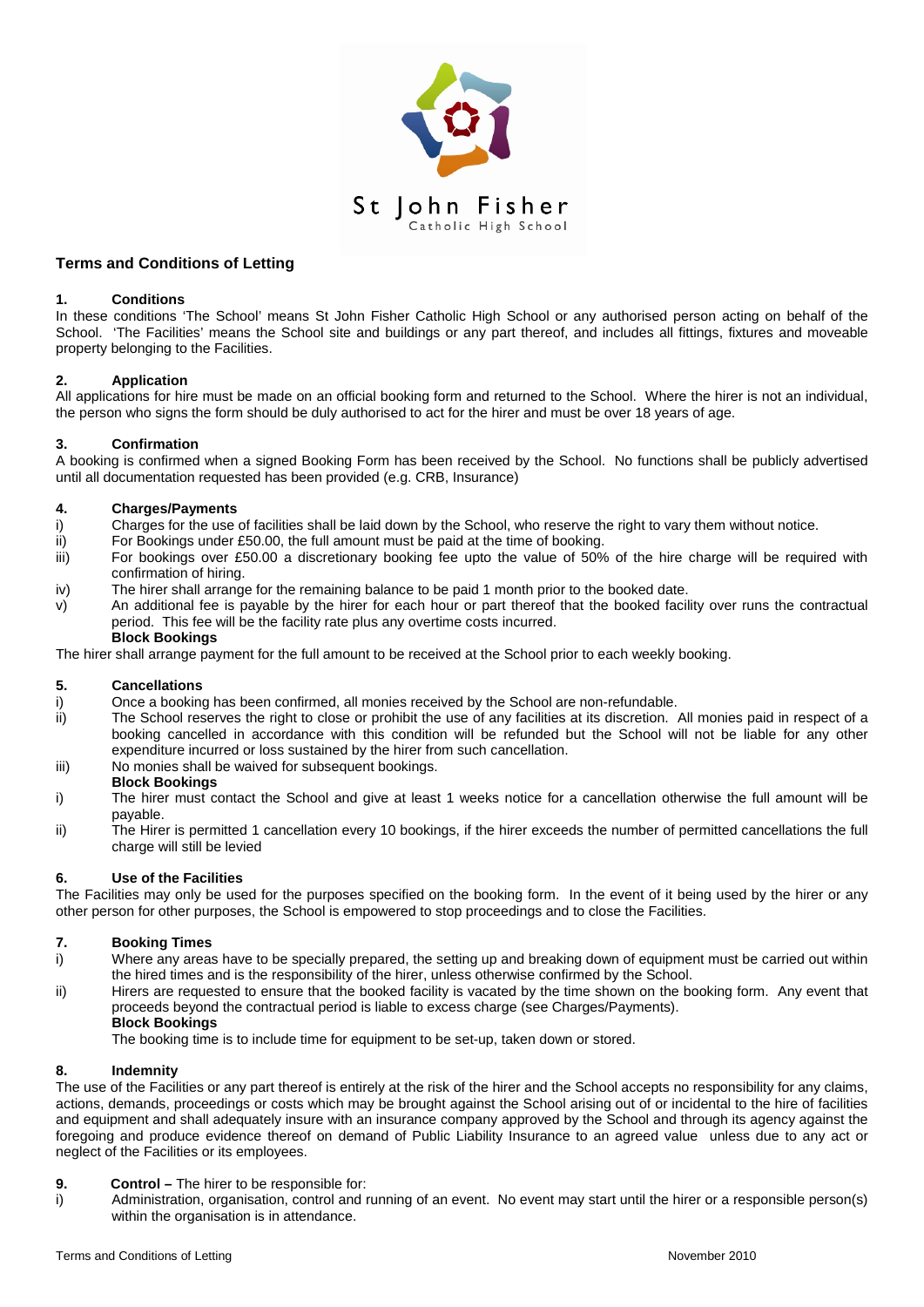St John Fisher
Catholic High School

## Terms and Conditions of Letting

### 1. Conditions

In these conditions 'The School' means St John Fisher Catholic High School or any authorised person acting on behalf of the School. 'The Facilities' means the School site and buildings or any part thereof, and includes all fittings, fixtures and moveable property belonging to the Facilities.

### 2. Application

All applications for hire must be made on an official booking form and returned to the School. Where the hirer is not an individual, the person who signs the form should be duly authorised to act for the hirer and must be over 18 years of age.

### 3. Confirmation

A booking is confirmed when a signed Booking Form has been received by the School. No functions shall be publicly advertised until all documentation requested has been provided (e.g. CRB, Insurance)

### 4. Charges/Payments

i) Charges for the use of facilities shall be laid down by the School, who reserve the right to vary them without notice.

ii) For Bookings under £50.00, the full amount must be paid at the time of booking.

iii) For bookings over £50.00 a discretionary booking fee upto the value of 50% of the hire charge will be required with confirmation of hiring.

iv) The hirer shall arrange for the remaining balance to be paid 1 month prior to the booked date.

v) An additional fee is payable by the hirer for each hour or part thereof that the booked facility over runs the contractual period. This fee will be the facility rate plus any overtime costs incurred.

**Block Bookings**

The hirer shall arrange payment for the full amount to be received at the School prior to each weekly booking.

### 5. Cancellations

i) Once a booking has been confirmed, all monies received by the School are non-refundable.

ii) The School reserves the right to close or prohibit the use of any facilities at its discretion. All monies paid in respect of a booking cancelled in accordance with this condition will be refunded but the School will not be liable for any other expenditure incurred or loss sustained by the hirer from such cancellation.

iii) No monies shall be waived for subsequent bookings.

**Block Bookings**

i) The hirer must contact the School and give at least 1 weeks notice for a cancellation otherwise the full amount will be payable.

ii) The Hirer is permitted 1 cancellation every 10 bookings, if the hirer exceeds the number of permitted cancellations the full charge will still be levied

### 6. Use of the Facilities

The Facilities may only be used for the purposes specified on the booking form. In the event of it being used by the hirer or any other person for other purposes, the School is empowered to stop proceedings and to close the Facilities.

### 7. Booking Times

i) Where any areas have to be specially prepared, the setting up and breaking down of equipment must be carried out within the hired times and is the responsibility of the hirer, unless otherwise confirmed by the School.

ii) Hirers are requested to ensure that the booked facility is vacated by the time shown on the booking form. Any event that proceeds beyond the contractual period is liable to excess charge (see Charges/Payments).

**Block Bookings**

The booking time is to include time for equipment to be set-up, taken down or stored.

### 8. Indemnity

The use of the Facilities or any part thereof is entirely at the risk of the hirer and the School accepts no responsibility for any claims, actions, demands, proceedings or costs which may be brought against the School arising out of or incidental to the hire of facilities and equipment and shall adequately insure with an insurance company approved by the School and through its agency against the foregoing and produce evidence thereof on demand of Public Liability Insurance to an agreed value unless due to any act or neglect of the Facilities or its employees.

### 9. Control – The hirer to be responsible for:

i) Administration, organisation, control and running of an event. No event may start until the hirer or a responsible person(s) within the organisation is in attendance.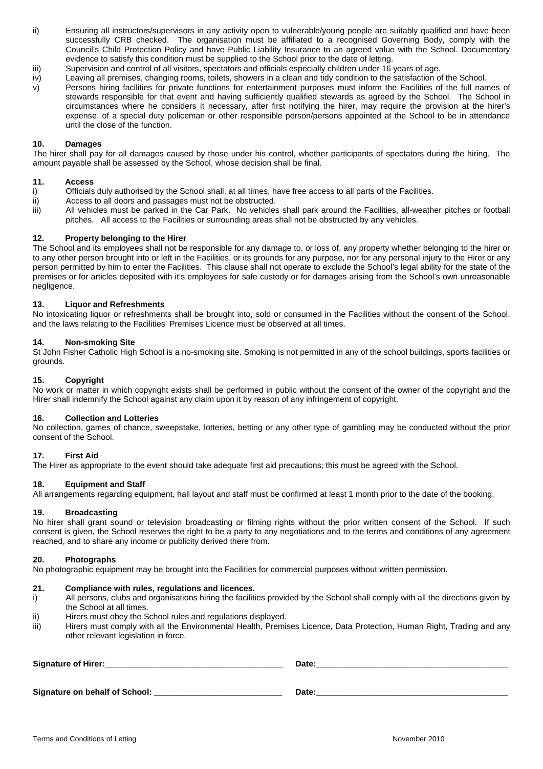ii) Ensuring all instructors/supervisors in any activity open to vulnerable/young people are suitably qualified and have been successfully CRB checked. The organisation must be affiliated to a recognised Governing Body, comply with the Council's Child Protection Policy and have Public Liability Insurance to an agreed value with the School. Documentary evidence to satisfy this condition must be supplied to the School prior to the date of letting.

iii) Supervision and control of all visitors, spectators and officials especially children under 16 years of age.

iv) Leaving all premises, changing rooms, toilets, showers in a clean and tidy condition to the satisfaction of the School.

v) Persons hiring facilities for private functions for entertainment purposes must inform the Facilities of the full names of stewards responsible for that event and having sufficiently qualified stewards as agreed by the School. The School in circumstances where he considers it necessary, after first notifying the hirer, may require the provision at the hirer's expense, of a special duty policeman or other responsible person/persons appointed at the School to be in attendance until the close of the function.

### 10. Damages

The hirer shall pay for all damages caused by those under his control, whether participants of spectators during the hiring. The amount payable shall be assessed by the School, whose decision shall be final.

### 11. Access

i) Officials duly authorised by the School shall, at all times, have free access to all parts of the Facilities.

ii) Access to all doors and passages must not be obstructed.

iii) All vehicles must be parked in the Car Park. No vehicles shall park around the Facilities, all-weather pitches or football pitches. All access to the Facilities or surrounding areas shall not be obstructed by any vehicles.

### 12. Property belonging to the Hirer

The School and its employees shall not be responsible for any damage to, or loss of, any property whether belonging to the hirer or to any other person brought into or left in the Facilities, or its grounds for any purpose, nor for any personal injury to the Hirer or any person permitted by him to enter the Facilities. This clause shall not operate to exclude the School's legal ability for the state of the premises or for articles deposited with it's employees for safe custody or for damages arising from the School's own unreasonable negligence.

### 13. Liquor and Refreshments

No intoxicating liquor or refreshments shall be brought into, sold or consumed in the Facilities without the consent of the School, and the laws relating to the Facilities' Premises Licence must be observed at all times.

### 14. Non-smoking Site

St John Fisher Catholic High School is a no-smoking site. Smoking is not permitted in any of the school buildings, sports facilities or grounds.

### 15. Copyright

No work or matter in which copyright exists shall be performed in public without the consent of the owner of the copyright and the Hirer shall indemnify the School against any claim upon it by reason of any infringement of copyright.

### 16. Collection and Lotteries

No collection, games of chance, sweepstake, lotteries, betting or any other type of gambling may be conducted without the prior consent of the School.

### 17. First Aid

The Hirer as appropriate to the event should take adequate first aid precautions; this must be agreed with the School.

### 18. Equipment and Staff

All arrangements regarding equipment, hall layout and staff must be confirmed at least 1 month prior to the date of the booking.

### 19. Broadcasting

No hirer shall grant sound or television broadcasting or filming rights without the prior written consent of the School. If such consent is given, the School reserves the right to be a party to any negotiations and to the terms and conditions of any agreement reached, and to share any income or publicity derived there from.

### 20. Photographs

No photographic equipment may be brought into the Facilities for commercial purposes without written permission.

### 21. Compliance with rules, regulations and licences.

i) All persons, clubs and organisations hiring the facilities provided by the School shall comply with all the directions given by the School at all times.

ii) Hirers must obey the School rules and regulations displayed.

iii) Hirers must comply with all the Environmental Health, Premises Licence, Data Protection, Human Right, Trading and any other relevant legislation in force.

**Signature of Hirer:**_______________________________________ **Date:**___________________________________________

**Signature on behalf of School:** ___________________________ **Date:**___________________________________________